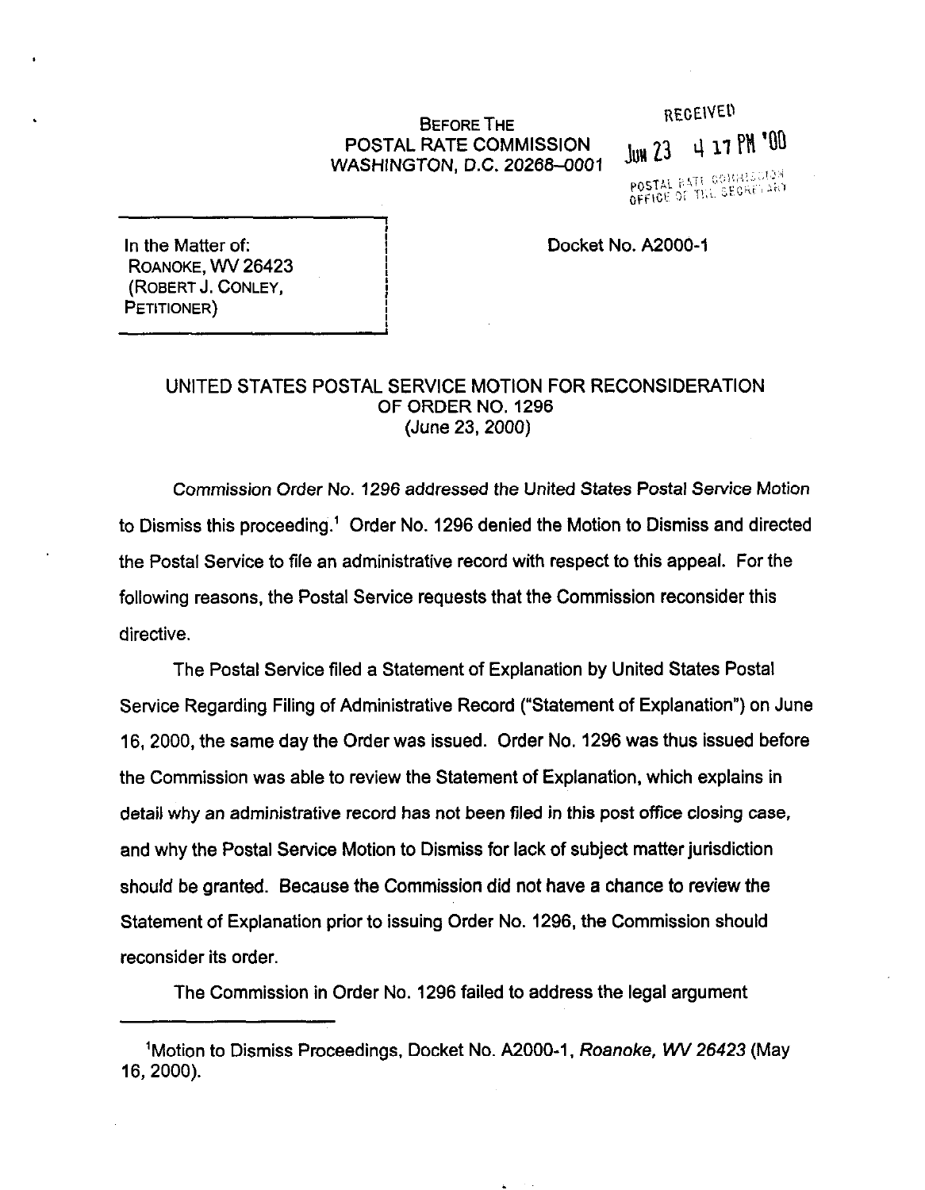BEFORE THE
POSTAL RATE COMMISSION
WASHINGTON, D.C. 20268–0001

RECEIVED
JUN 23 4 17 PM '00
POSTAL RATE COMMISSION
OFFICE OF THE SECRETARY

In the Matter of:
ROANOKE, WV 26423
(ROBERT J. CONLEY,
PETITIONER)

Docket No. A2000-1

## UNITED STATES POSTAL SERVICE MOTION FOR RECONSIDERATION OF ORDER NO. 1296
(June 23, 2000)

Commission Order No. 1296 addressed the United States Postal Service Motion to Dismiss this proceeding.[1] Order No. 1296 denied the Motion to Dismiss and directed the Postal Service to file an administrative record with respect to this appeal. For the following reasons, the Postal Service requests that the Commission reconsider this directive.

The Postal Service filed a Statement of Explanation by United States Postal Service Regarding Filing of Administrative Record ("Statement of Explanation") on June 16, 2000, the same day the Order was issued. Order No. 1296 was thus issued before the Commission was able to review the Statement of Explanation, which explains in detail why an administrative record has not been filed in this post office closing case, and why the Postal Service Motion to Dismiss for lack of subject matter jurisdiction should be granted. Because the Commission did not have a chance to review the Statement of Explanation prior to issuing Order No. 1296, the Commission should reconsider its order.

The Commission in Order No. 1296 failed to address the legal argument

[1] Motion to Dismiss Proceedings, Docket No. A2000-1, *Roanoke, WV 26423* (May 16, 2000).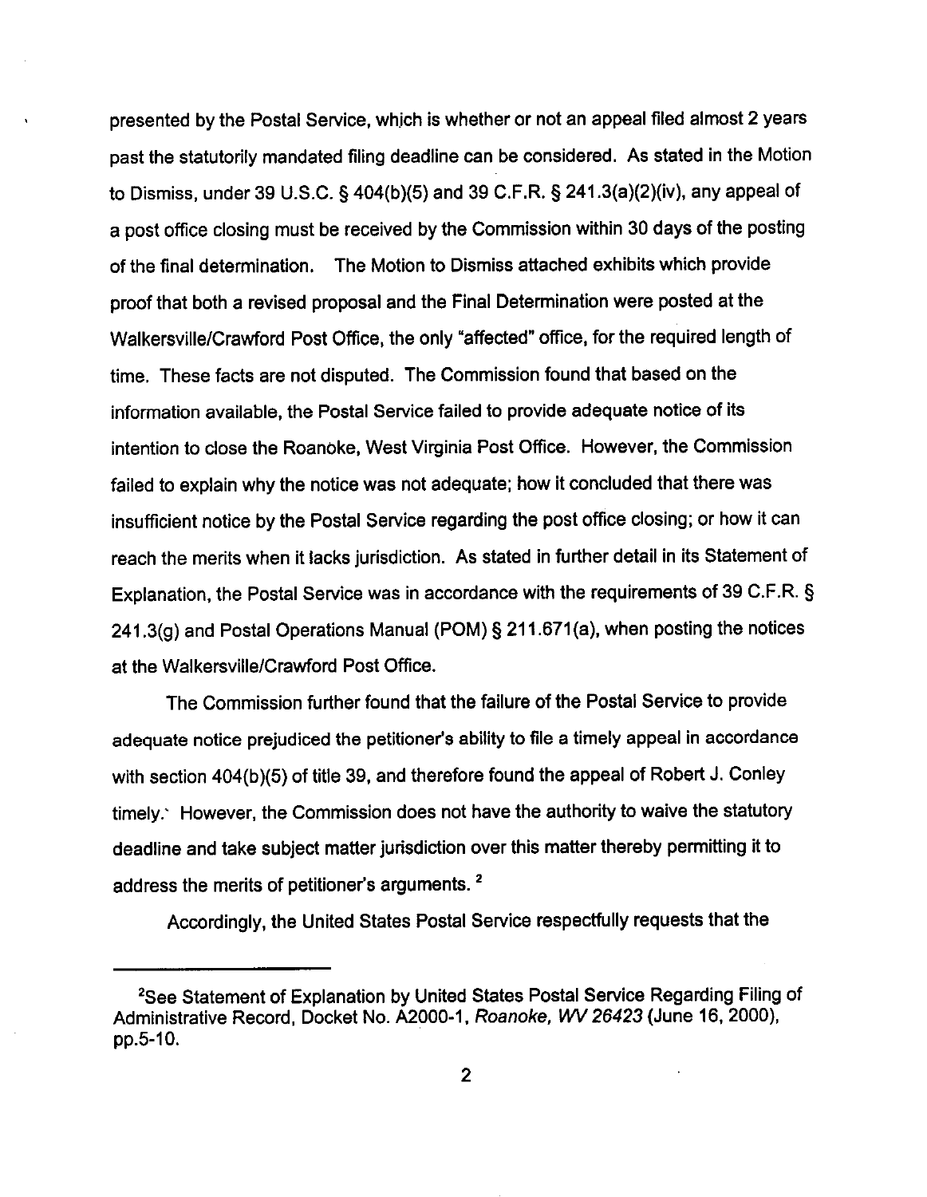presented by the Postal Service, which is whether or not an appeal filed almost 2 years past the statutorily mandated filing deadline can be considered. As stated in the Motion to Dismiss, under 39 U.S.C. § 404(b)(5) and 39 C.F.R. § 241.3(a)(2)(iv), any appeal of a post office closing must be received by the Commission within 30 days of the posting of the final determination. The Motion to Dismiss attached exhibits which provide proof that both a revised proposal and the Final Determination were posted at the Walkersville/Crawford Post Office, the only "affected" office, for the required length of time. These facts are not disputed. The Commission found that based on the information available, the Postal Service failed to provide adequate notice of its intention to close the Roanoke, West Virginia Post Office. However, the Commission failed to explain why the notice was not adequate; how it concluded that there was insufficient notice by the Postal Service regarding the post office closing; or how it can reach the merits when it lacks jurisdiction. As stated in further detail in its Statement of Explanation, the Postal Service was in accordance with the requirements of 39 C.F.R. § 241.3(g) and Postal Operations Manual (POM) § 211.671(a), when posting the notices at the Walkersville/Crawford Post Office.

The Commission further found that the failure of the Postal Service to provide adequate notice prejudiced the petitioner's ability to file a timely appeal in accordance with section 404(b)(5) of title 39, and therefore found the appeal of Robert J. Conley timely. However, the Commission does not have the authority to waive the statutory deadline and take subject matter jurisdiction over this matter thereby permitting it to address the merits of petitioner's arguments. [2]

Accordingly, the United States Postal Service respectfully requests that the

---

[2] See Statement of Explanation by United States Postal Service Regarding Filing of Administrative Record, Docket No. A2000-1, *Roanoke, WV 26423* (June 16, 2000), pp.5-10.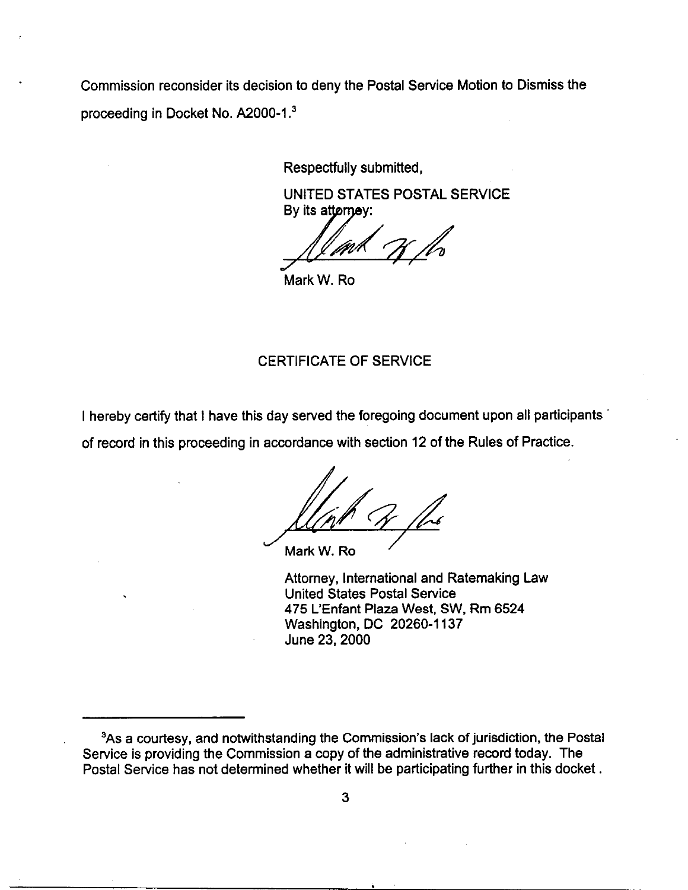Commission reconsider its decision to deny the Postal Service Motion to Dismiss the proceeding in Docket No. A2000-1.[3]

Respectfully submitted,

UNITED STATES POSTAL SERVICE
By its attorney:

Mark W. Ro

## CERTIFICATE OF SERVICE

I hereby certify that I have this day served the foregoing document upon all participants of record in this proceeding in accordance with section 12 of the Rules of Practice.

Mark W. Ro

Attorney, International and Ratemaking Law
United States Postal Service
475 L'Enfant Plaza West, SW, Rm 6524
Washington, DC 20260-1137
June 23, 2000

---

[3]As a courtesy, and notwithstanding the Commission's lack of jurisdiction, the Postal Service is providing the Commission a copy of the administrative record today. The Postal Service has not determined whether it will be participating further in this docket.